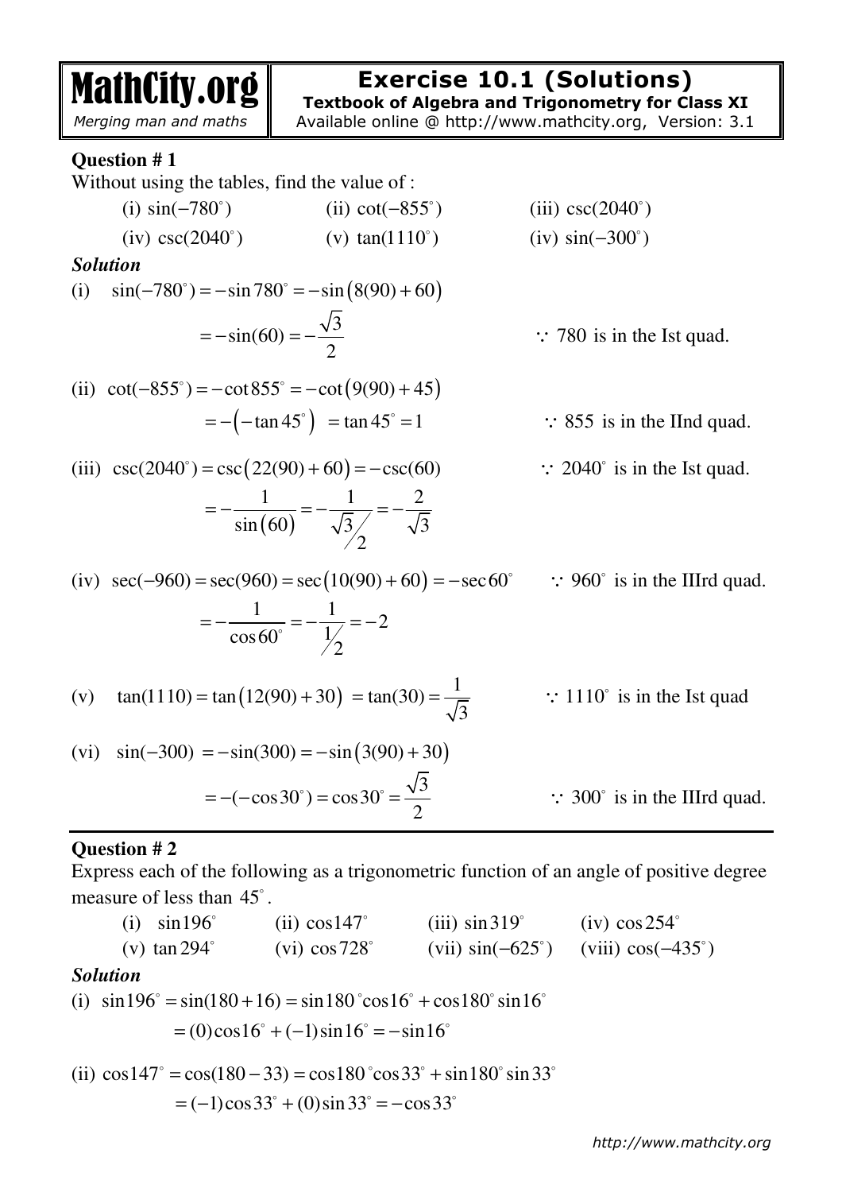# Exercise 10.1 (Solutions)

**Textbook of Algebra and Trigonometry for Class XI**

Available online @ http://www.mathcity.org, Version: 3.1

**MathCity.org**
*Merging man and maths*

### Question # 1

Without using the tables, find the value of :

(i) $\sin(-780^\circ)$ (ii) $\cot(-855^\circ)$ (iii) $\csc(2040^\circ)$

(iv) $\csc(2040^\circ)$ (v) $\tan(1110^\circ)$ (iv) $\sin(-300^\circ)$

***Solution***

(i) $\sin(-780^\circ) = -\sin 780^\circ = -\sin\big(8(90)+60\big)$

$$= -\sin(60) = -\frac{\sqrt{3}}{2} \qquad \because 780 \text{ is in the Ist quad.}$$

(ii) $\cot(-855^\circ) = -\cot 855^\circ = -\cot\big(9(90)+45\big)$

$$= -\big(-\tan 45^\circ\big) = \tan 45^\circ = 1 \qquad \because 855 \text{ is in the IInd quad.}$$

(iii) $\csc(2040^\circ) = \csc\big(22(90)+60\big) = -\csc(60) \qquad \because 2040^\circ$ is in the Ist quad.

$$= -\frac{1}{\sin(60)} = -\frac{1}{\sqrt{3}/2} = -\frac{2}{\sqrt{3}}$$

(iv) $\sec(-960) = \sec(960) = \sec\big(10(90)+60\big) = -\sec 60^\circ \qquad \because 960^\circ$ is in the IIIrd quad.

$$= -\frac{1}{\cos 60^\circ} = -\frac{1}{1/2} = -2$$

(v) $\tan(1110) = \tan\big(12(90)+30\big) = \tan(30) = \dfrac{1}{\sqrt{3}} \qquad \because 1110^\circ$ is in the Ist quad

(vi) $\sin(-300) = -\sin(300) = -\sin\big(3(90)+30\big)$

$$= -(-\cos 30^\circ) = \cos 30^\circ = \frac{\sqrt{3}}{2} \qquad \because 300^\circ \text{ is in the IIIrd quad.}$$

---

### Question # 2

Express each of the following as a trigonometric function of an angle of positive degree measure of less than $45^\circ$.

(i) $\sin 196^\circ$ (ii) $\cos 147^\circ$ (iii) $\sin 319^\circ$ (iv) $\cos 254^\circ$

(v) $\tan 294^\circ$ (vi) $\cos 728^\circ$ (vii) $\sin(-625^\circ)$ (viii) $\cos(-435^\circ)$

***Solution***

(i) $\sin 196^\circ = \sin(180+16) = \sin 180^\circ \cos 16^\circ + \cos 180^\circ \sin 16^\circ$

$$= (0)\cos 16^\circ + (-1)\sin 16^\circ = -\sin 16^\circ$$

(ii) $\cos 147^\circ = \cos(180-33) = \cos 180^\circ \cos 33^\circ + \sin 180^\circ \sin 33^\circ$

$$= (-1)\cos 33^\circ + (0)\sin 33^\circ = -\cos 33^\circ$$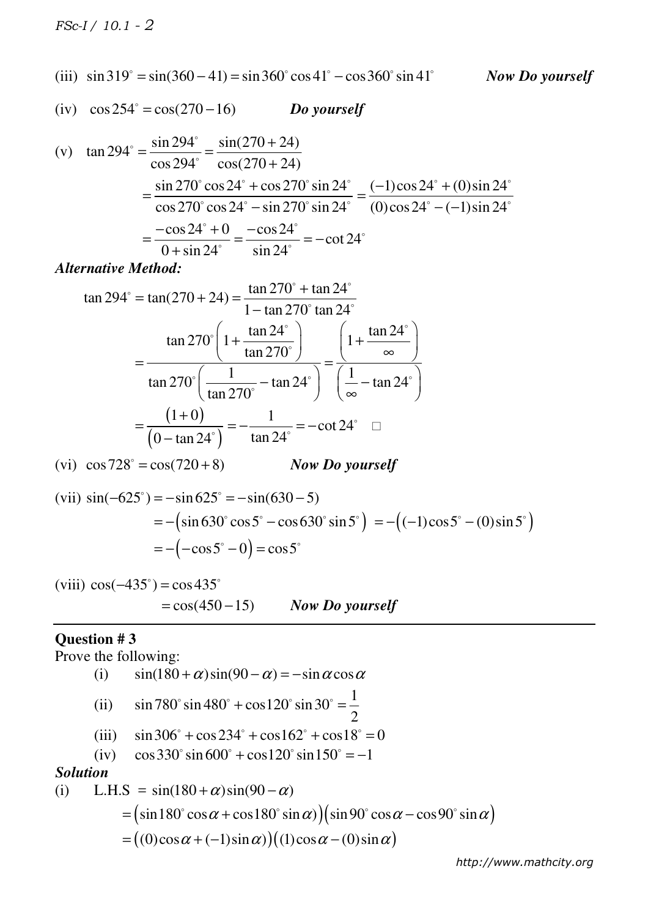(iii) $\sin 319^\circ = \sin(360 - 41) = \sin 360^\circ \cos 41^\circ - \cos 360^\circ \sin 41^\circ$ ***Now Do yourself***

(iv) $\cos 254^\circ = \cos(270 - 16)$ ***Do yourself***

(v)
$$\tan 294^\circ = \frac{\sin 294^\circ}{\cos 294^\circ} = \frac{\sin(270+24)}{\cos(270+24)}$$
$$= \frac{\sin 270^\circ \cos 24^\circ + \cos 270^\circ \sin 24^\circ}{\cos 270^\circ \cos 24^\circ - \sin 270^\circ \sin 24^\circ} = \frac{(-1)\cos 24^\circ + (0)\sin 24^\circ}{(0)\cos 24^\circ - (-1)\sin 24^\circ}$$
$$= \frac{-\cos 24^\circ + 0}{0 + \sin 24^\circ} = \frac{-\cos 24^\circ}{\sin 24^\circ} = -\cot 24^\circ$$

***Alternative Method:***

$$\tan 294^\circ = \tan(270+24) = \frac{\tan 270^\circ + \tan 24^\circ}{1 - \tan 270^\circ \tan 24^\circ}$$
$$= \frac{\tan 270^\circ \left(1 + \frac{\tan 24^\circ}{\tan 270^\circ}\right)}{\tan 270^\circ \left(\frac{1}{\tan 270^\circ} - \tan 24^\circ\right)} = \frac{\left(1 + \frac{\tan 24^\circ}{\infty}\right)}{\left(\frac{1}{\infty} - \tan 24^\circ\right)}$$
$$= \frac{(1+0)}{(0 - \tan 24^\circ)} = -\frac{1}{\tan 24^\circ} = -\cot 24^\circ \quad \square$$

(vi) $\cos 728^\circ = \cos(720 + 8)$ ***Now Do yourself***

(vii)
$$\sin(-625^\circ) = -\sin 625^\circ = -\sin(630 - 5)$$
$$= -\left(\sin 630^\circ \cos 5^\circ - \cos 630^\circ \sin 5^\circ\right) = -\left((-1)\cos 5^\circ - (0)\sin 5^\circ\right)$$
$$= -\left(-\cos 5^\circ - 0\right) = \cos 5^\circ$$

(viii)
$$\cos(-435^\circ) = \cos 435^\circ$$
$$= \cos(450 - 15)$$ ***Now Do yourself***

---

**Question # 3**

Prove the following:

(i) $\sin(180+\alpha)\sin(90-\alpha) = -\sin\alpha\cos\alpha$

(ii) $\sin 780^\circ \sin 480^\circ + \cos 120^\circ \sin 30^\circ = \frac{1}{2}$

(iii) $\sin 306^\circ + \cos 234^\circ + \cos 162^\circ + \cos 18^\circ = 0$

(iv) $\cos 330^\circ \sin 600^\circ + \cos 120^\circ \sin 150^\circ = -1$

***Solution***

(i) L.H.S $= \sin(180+\alpha)\sin(90-\alpha)$
$$= \left(\sin 180^\circ \cos\alpha + \cos 180^\circ \sin\alpha\right)\left(\sin 90^\circ \cos\alpha - \cos 90^\circ \sin\alpha\right)$$
$$= \left((0)\cos\alpha + (-1)\sin\alpha\right)\left((1)\cos\alpha - (0)\sin\alpha\right)$$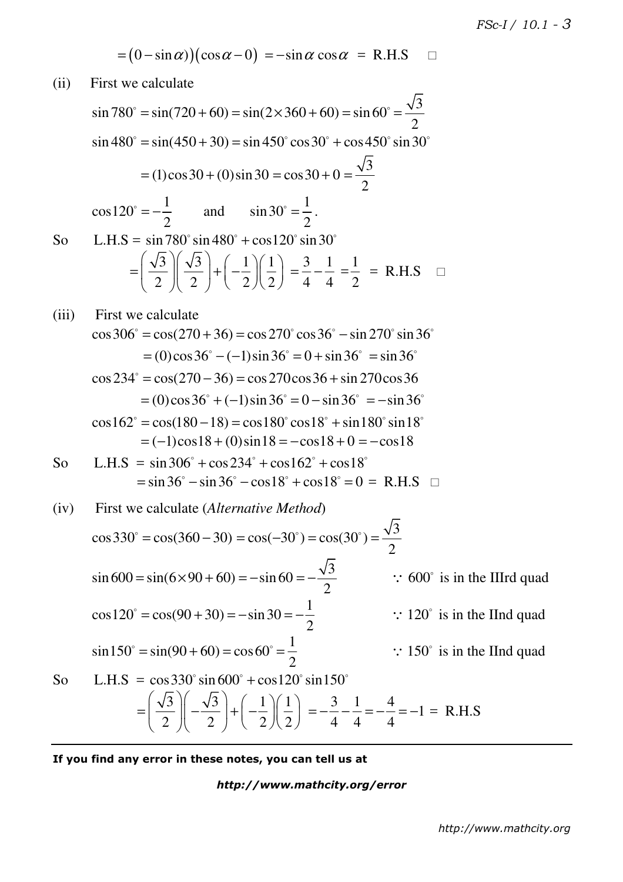$$= (0 - \sin\alpha)\big(\cos\alpha - 0\big) = -\sin\alpha\cos\alpha \;=\; \text{R.H.S} \quad \square$$

(ii) First we calculate

$$\sin 780^\circ = \sin(720 + 60) = \sin(2\times 360 + 60) = \sin 60^\circ = \frac{\sqrt{3}}{2}$$

$$\sin 480^\circ = \sin(450 + 30) = \sin 450^\circ \cos 30^\circ + \cos 450^\circ \sin 30^\circ$$

$$= (1)\cos 30 + (0)\sin 30 = \cos 30 + 0 = \frac{\sqrt{3}}{2}$$

$$\cos 120^\circ = -\frac{1}{2} \qquad \text{and} \qquad \sin 30^\circ = \frac{1}{2}.$$

So L.H.S $= \sin 780^\circ \sin 480^\circ + \cos 120^\circ \sin 30^\circ$

$$= \left(\frac{\sqrt{3}}{2}\right)\left(\frac{\sqrt{3}}{2}\right) + \left(-\frac{1}{2}\right)\left(\frac{1}{2}\right) = \frac{3}{4} - \frac{1}{4} = \frac{1}{2} \;=\; \text{R.H.S} \quad \square$$

(iii) First we calculate

$$\cos 306^\circ = \cos(270 + 36) = \cos 270^\circ \cos 36^\circ - \sin 270^\circ \sin 36^\circ$$

$$= (0)\cos 36^\circ - (-1)\sin 36^\circ = 0 + \sin 36^\circ = \sin 36^\circ$$

$$\cos 234^\circ = \cos(270 - 36) = \cos 270 \cos 36 + \sin 270 \cos 36$$

$$= (0)\cos 36^\circ + (-1)\sin 36^\circ = 0 - \sin 36^\circ = -\sin 36^\circ$$

$$\cos 162^\circ = \cos(180 - 18) = \cos 180^\circ \cos 18^\circ + \sin 180^\circ \sin 18^\circ$$

$$= (-1)\cos 18 + (0)\sin 18 = -\cos 18 + 0 = -\cos 18$$

So L.H.S $= \sin 306^\circ + \cos 234^\circ + \cos 162^\circ + \cos 18^\circ$

$$= \sin 36^\circ - \sin 36^\circ - \cos 18^\circ + \cos 18^\circ = 0 \;=\; \text{R.H.S} \quad \square$$

(iv) First we calculate (*Alternative Method*)

$$\cos 330^\circ = \cos(360 - 30) = \cos(-30^\circ) = \cos(30^\circ) = \frac{\sqrt{3}}{2}$$

$$\sin 600 = \sin(6\times 90 + 60) = -\sin 60 = -\frac{\sqrt{3}}{2} \qquad \because 600^\circ \text{ is in the IIIrd quad}$$

$$\cos 120^\circ = \cos(90 + 30) = -\sin 30 = -\frac{1}{2} \qquad \because 120^\circ \text{ is in the IInd quad}$$

$$\sin 150^\circ = \sin(90 + 60) = \cos 60^\circ = \frac{1}{2} \qquad \because 150^\circ \text{ is in the IInd quad}$$

So L.H.S $= \cos 330^\circ \sin 600^\circ + \cos 120^\circ \sin 150^\circ$

$$= \left(\frac{\sqrt{3}}{2}\right)\left(-\frac{\sqrt{3}}{2}\right) + \left(-\frac{1}{2}\right)\left(\frac{1}{2}\right) = -\frac{3}{4} - \frac{1}{4} = -\frac{4}{4} = -1 \;=\; \text{R.H.S}$$

---

**If you find any error in these notes, you can tell us at**

***http://www.mathcity.org/error***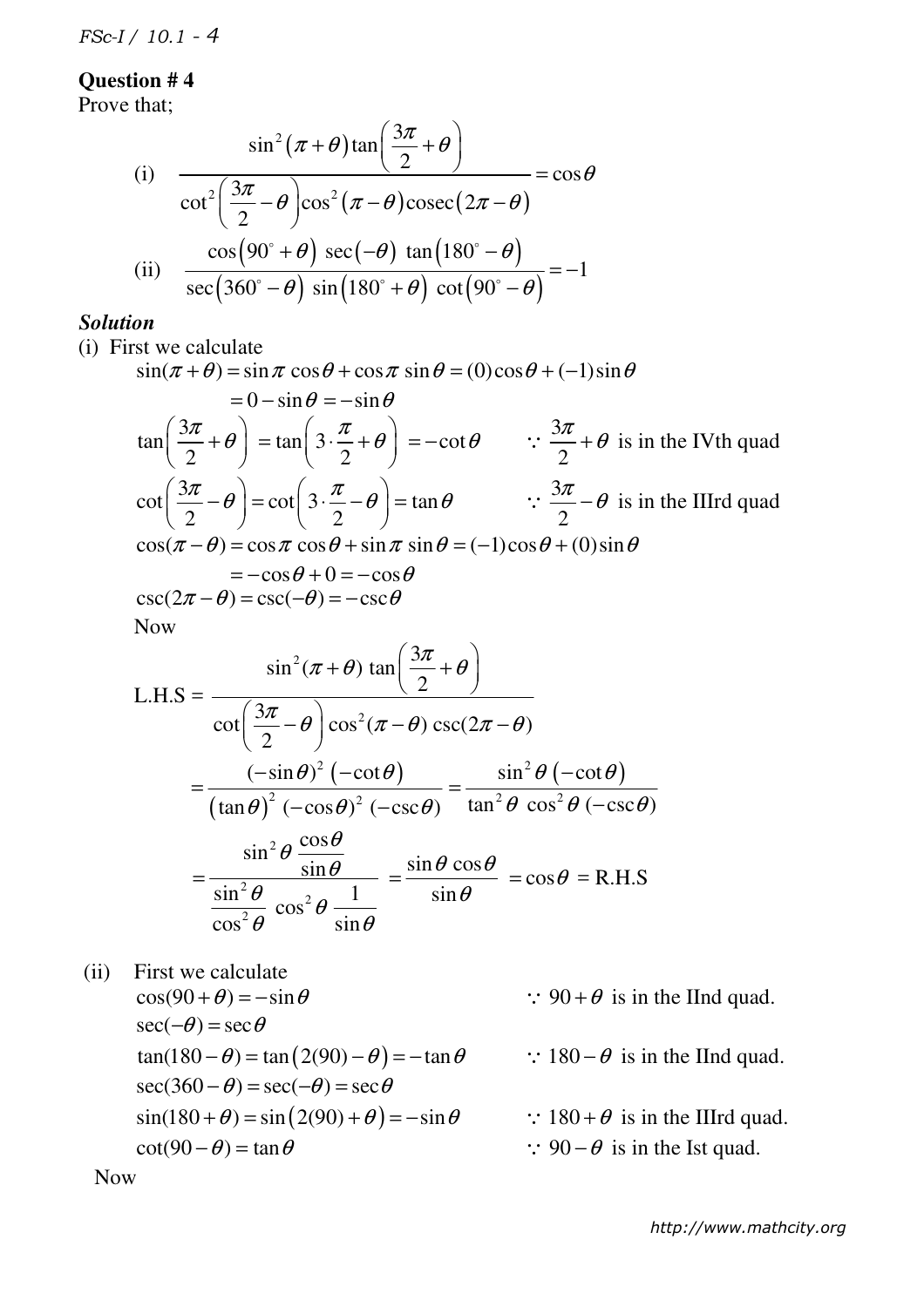## Question # 4

Prove that;

(i) $$\frac{\sin^2(\pi+\theta)\tan\left(\frac{3\pi}{2}+\theta\right)}{\cot^2\left(\frac{3\pi}{2}-\theta\right)\cos^2(\pi-\theta)\operatorname{cosec}(2\pi-\theta)}=\cos\theta$$

(ii) $$\frac{\cos\left(90^\circ+\theta\right)\ \sec(-\theta)\ \tan\left(180^\circ-\theta\right)}{\sec\left(360^\circ-\theta\right)\ \sin\left(180^\circ+\theta\right)\ \cot\left(90^\circ-\theta\right)}=-1$$

### *Solution*

(i) First we calculate

$$\sin(\pi+\theta)=\sin\pi\,\cos\theta+\cos\pi\,\sin\theta=(0)\cos\theta+(-1)\sin\theta$$
$$=0-\sin\theta=-\sin\theta$$

$$\tan\left(\frac{3\pi}{2}+\theta\right)=\tan\left(3\cdot\frac{\pi}{2}+\theta\right)=-\cot\theta \qquad \because \frac{3\pi}{2}+\theta \text{ is in the IVth quad}$$

$$\cot\left(\frac{3\pi}{2}-\theta\right)=\cot\left(3\cdot\frac{\pi}{2}-\theta\right)=\tan\theta \qquad \because \frac{3\pi}{2}-\theta \text{ is in the IIIrd quad}$$

$$\cos(\pi-\theta)=\cos\pi\,\cos\theta+\sin\pi\,\sin\theta=(-1)\cos\theta+(0)\sin\theta$$
$$=-\cos\theta+0=-\cos\theta$$

$$\csc(2\pi-\theta)=\csc(-\theta)=-\csc\theta$$

Now

$$\text{L.H.S}=\frac{\sin^2(\pi+\theta)\ \tan\left(\frac{3\pi}{2}+\theta\right)}{\cot\left(\frac{3\pi}{2}-\theta\right)\cos^2(\pi-\theta)\ \csc(2\pi-\theta)}$$

$$=\frac{(-\sin\theta)^2\left(-\cot\theta\right)}{\left(\tan\theta\right)^2\ (-\cos\theta)^2\ (-\csc\theta)}=\frac{\sin^2\theta\left(-\cot\theta\right)}{\tan^2\theta\ \cos^2\theta\ (-\csc\theta)}$$

$$=\frac{\sin^2\theta\,\frac{\cos\theta}{\sin\theta}}{\frac{\sin^2\theta}{\cos^2\theta}\ \cos^2\theta\ \frac{1}{\sin\theta}}=\frac{\sin\theta\cos\theta}{\sin\theta}=\cos\theta=\text{R.H.S}$$

(ii) First we calculate

$$\cos(90+\theta)=-\sin\theta \qquad \because 90+\theta \text{ is in the IInd quad.}$$

$$\sec(-\theta)=\sec\theta$$

$$\tan(180-\theta)=\tan\left(2(90)-\theta\right)=-\tan\theta \qquad \because 180-\theta \text{ is in the IInd quad.}$$

$$\sec(360-\theta)=\sec(-\theta)=\sec\theta$$

$$\sin(180+\theta)=\sin\left(2(90)+\theta\right)=-\sin\theta \qquad \because 180+\theta \text{ is in the IIIrd quad.}$$

$$\cot(90-\theta)=\tan\theta \qquad \because 90-\theta \text{ is in the Ist quad.}$$

Now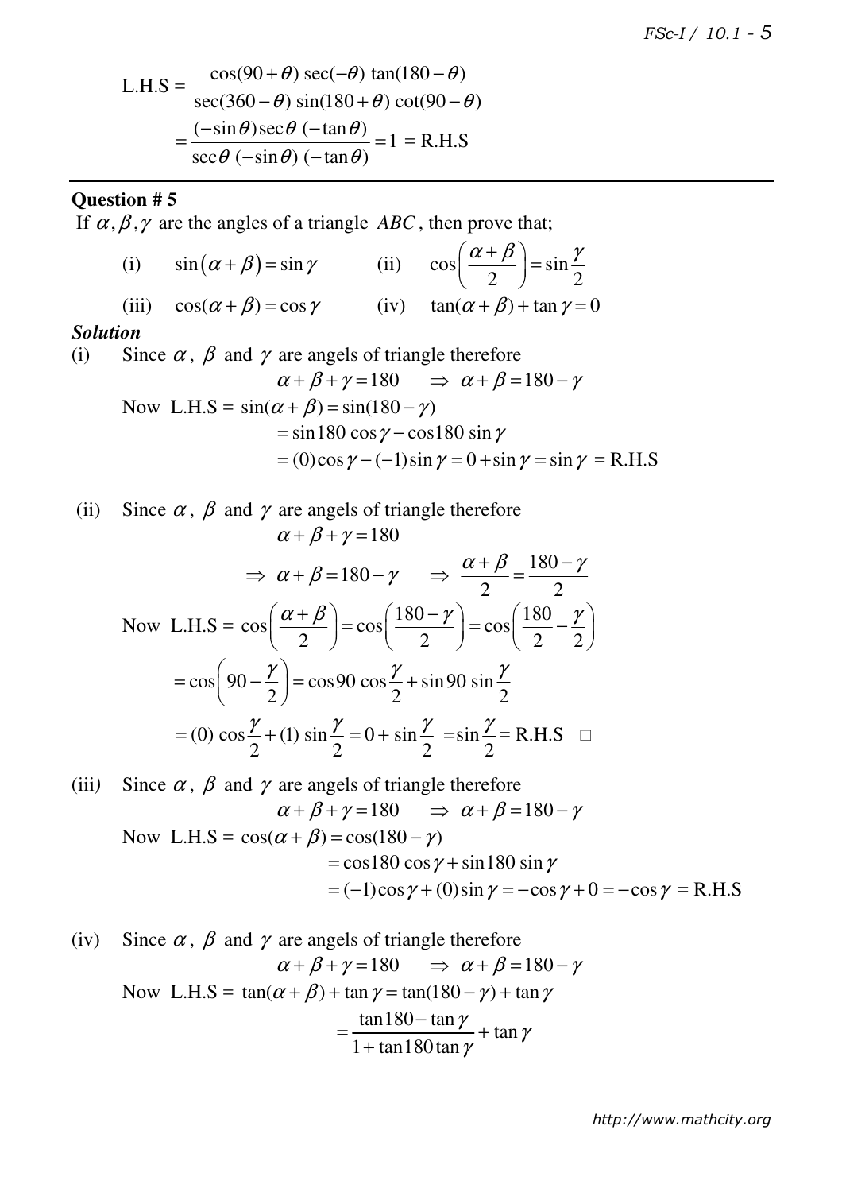$$\text{L.H.S} = \frac{\cos(90+\theta)\,\sec(-\theta)\,\tan(180-\theta)}{\sec(360-\theta)\,\sin(180+\theta)\,\cot(90-\theta)}$$

$$= \frac{(-\sin\theta)\sec\theta\,(-\tan\theta)}{\sec\theta\,(-\sin\theta)\,(-\tan\theta)} = 1 = \text{R.H.S}$$

---

**Question # 5**

If $\alpha, \beta, \gamma$ are the angles of a triangle $ABC$, then prove that;

(i) $\sin(\alpha+\beta) = \sin\gamma$ (ii) $\cos\left(\dfrac{\alpha+\beta}{2}\right) = \sin\dfrac{\gamma}{2}$

(iii) $\cos(\alpha+\beta) = \cos\gamma$ (iv) $\tan(\alpha+\beta) + \tan\gamma = 0$

***Solution***

(i) Since $\alpha$, $\beta$ and $\gamma$ are angels of triangle therefore

$$\alpha+\beta+\gamma = 180 \quad \Rightarrow \alpha+\beta = 180-\gamma$$

Now $\text{L.H.S} = \sin(\alpha+\beta) = \sin(180-\gamma)$

$$= \sin 180\,\cos\gamma - \cos 180\,\sin\gamma$$

$$= (0)\cos\gamma - (-1)\sin\gamma = 0 + \sin\gamma = \sin\gamma = \text{R.H.S}$$

(ii) Since $\alpha$, $\beta$ and $\gamma$ are angels of triangle therefore

$$\alpha+\beta+\gamma = 180$$

$$\Rightarrow \alpha+\beta = 180-\gamma \quad \Rightarrow \frac{\alpha+\beta}{2} = \frac{180-\gamma}{2}$$

Now $\text{L.H.S} = \cos\left(\dfrac{\alpha+\beta}{2}\right) = \cos\left(\dfrac{180-\gamma}{2}\right) = \cos\left(\dfrac{180}{2} - \dfrac{\gamma}{2}\right)$

$$= \cos\left(90 - \frac{\gamma}{2}\right) = \cos 90\,\cos\frac{\gamma}{2} + \sin 90\,\sin\frac{\gamma}{2}$$

$$= (0)\,\cos\frac{\gamma}{2} + (1)\,\sin\frac{\gamma}{2} = 0 + \sin\frac{\gamma}{2} = \sin\frac{\gamma}{2} = \text{R.H.S} \quad \square$$

(iii) Since $\alpha$, $\beta$ and $\gamma$ are angels of triangle therefore

$$\alpha+\beta+\gamma = 180 \quad \Rightarrow \alpha+\beta = 180-\gamma$$

Now $\text{L.H.S} = \cos(\alpha+\beta) = \cos(180-\gamma)$

$$= \cos 180\,\cos\gamma + \sin 180\,\sin\gamma$$

$$= (-1)\cos\gamma + (0)\sin\gamma = -\cos\gamma + 0 = -\cos\gamma = \text{R.H.S}$$

(iv) Since $\alpha$, $\beta$ and $\gamma$ are angels of triangle therefore

$$\alpha+\beta+\gamma = 180 \quad \Rightarrow \alpha+\beta = 180-\gamma$$

Now $\text{L.H.S} = \tan(\alpha+\beta) + \tan\gamma = \tan(180-\gamma) + \tan\gamma$

$$= \frac{\tan 180 - \tan\gamma}{1 + \tan 180\tan\gamma} + \tan\gamma$$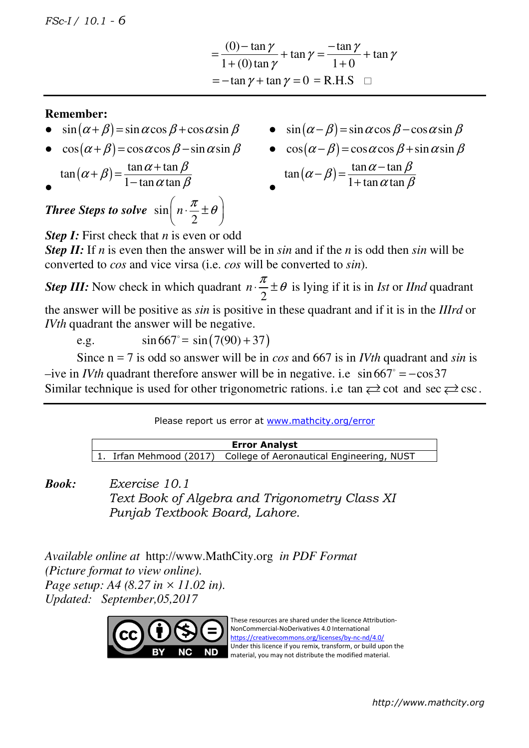$$= \frac{(0) - \tan\gamma}{1 + (0)\tan\gamma} + \tan\gamma = \frac{-\tan\gamma}{1+0} + \tan\gamma$$

$$= -\tan\gamma + \tan\gamma = 0 = \text{R.H.S} \quad \square$$

---

**Remember:**

- $\sin(\alpha+\beta) = \sin\alpha\cos\beta + \cos\alpha\sin\beta$
- $\sin(\alpha-\beta) = \sin\alpha\cos\beta - \cos\alpha\sin\beta$
- $\cos(\alpha+\beta) = \cos\alpha\cos\beta - \sin\alpha\sin\beta$
- $\cos(\alpha-\beta) = \cos\alpha\cos\beta + \sin\alpha\sin\beta$
- $\tan(\alpha+\beta) = \dfrac{\tan\alpha + \tan\beta}{1 - \tan\alpha\tan\beta}$
- $\tan(\alpha-\beta) = \dfrac{\tan\alpha - \tan\beta}{1 + \tan\alpha\tan\beta}$

***Three Steps to solve*** $\sin\left(n\cdot\dfrac{\pi}{2} \pm \theta\right)$

***Step I:*** First check that $n$ is even or odd

***Step II:*** If $n$ is even then the answer will be in *sin* and if the $n$ is odd then *sin* will be converted to *cos* and vice virsa (i.e. *cos* will be converted to *sin*).

***Step III:*** Now check in which quadrant $n\cdot\dfrac{\pi}{2} \pm \theta$ is lying if it is in *Ist* or *IInd* quadrant the answer will be positive as *sin* is positive in these quadrant and if it is in the *IIIrd* or *IVth* quadrant the answer will be negative.

e.g. $\quad \sin 667^\circ = \sin(7(90) + 37)$

Since n = 7 is odd so answer will be in *cos* and 667 is in *IVth* quadrant and *sin* is –ive in *IVth* quadrant therefore answer will be in negative. i.e $\sin 667^\circ = -\cos 37$

Similar technique is used for other trigonometric rations. i.e $\tan \rightleftarrows \cot$ and $\sec \rightleftarrows \csc$.

---

Please report us error at www.mathcity.org/error

| Error Analyst | |
|---|---|
| 1. Irfan Mehmood (2017) | College of Aeronautical Engineering, NUST |

***Book:*** *Exercise 10.1*
*Text Book of Algebra and Trigonometry Class XI*
*Punjab Textbook Board, Lahore.*

*Available online at* http://www.MathCity.org *in PDF Format (Picture format to view online).*
*Page setup: A4 (8.27 in × 11.02 in).*
*Updated: September,05,2017*

These resources are shared under the licence Attribution-NonCommercial-NoDerivatives 4.0 International https://creativecommons.org/licenses/by-nc-nd/4.0/ Under this licence if you remix, transform, or build upon the material, you may not distribute the modified material.